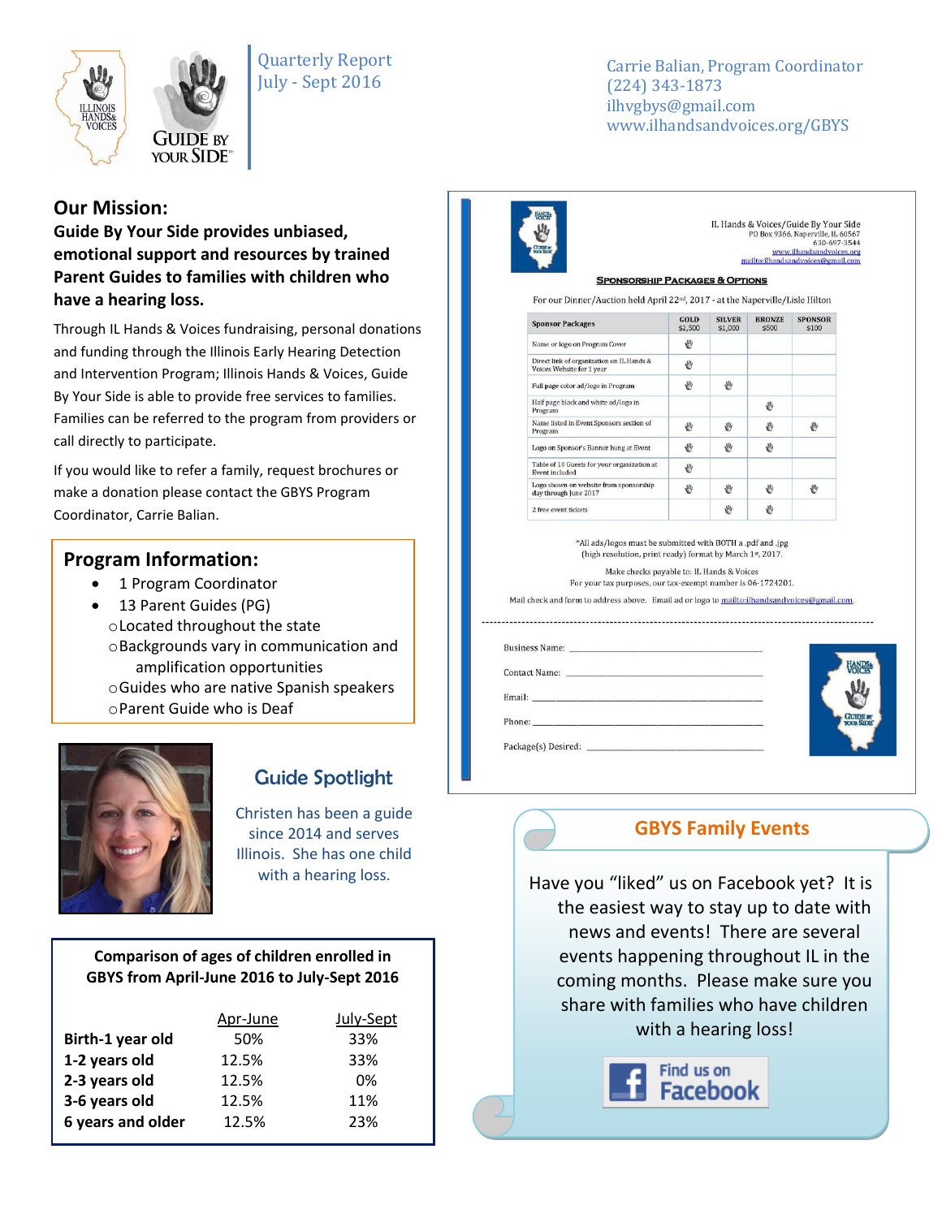Quarterly Report
July - Sept 2016

Carrie Balian, Program Coordinator
(224) 343-1873
ilhvgbys@gmail.com
www.ilhandsandvoices.org/GBYS

## Our Mission:

**Guide By Your Side provides unbiased, emotional support and resources by trained Parent Guides to families with children who have a hearing loss.**

Through IL Hands & Voices fundraising, personal donations and funding through the Illinois Early Hearing Detection and Intervention Program; Illinois Hands & Voices, Guide By Your Side is able to provide free services to families. Families can be referred to the program from providers or call directly to participate.

If you would like to refer a family, request brochures or make a donation please contact the GBYS Program Coordinator, Carrie Balian.

## Program Information:

- 1 Program Coordinator
- 13 Parent Guides (PG)
  - Located throughout the state
  - Backgrounds vary in communication and amplification opportunities
  - Guides who are native Spanish speakers
  - Parent Guide who is Deaf

## Guide Spotlight

Christen has been a guide since 2014 and serves Illinois. She has one child with a hearing loss.

**Comparison of ages of children enrolled in GBYS from April-June 2016 to July-Sept 2016**

| | Apr-June | July-Sept |
|---|---|---|
| **Birth-1 year old** | 50% | 33% |
| **1-2 years old** | 12.5% | 33% |
| **2-3 years old** | 12.5% | 0% |
| **3-6 years old** | 12.5% | 11% |
| **6 years and older** | 12.5% | 23% |

IL Hands & Voices/Guide By Your Side
PO Box 9366, Naperville, IL 60567
630-697-3544
www.ilhandsandvoices.org
mailto:ilhandsandvoices@gmail.com

**SPONSORSHIP PACKAGES & OPTIONS**

For our Dinner/Auction held April 22nd, 2017 - at the Naperville/Lisle Hilton

| Sponsor Packages | GOLD $2,500 | SILVER $1,000 | BRONZE $500 | SPONSOR $100 |
|---|---|---|---|---|
| Name or logo on Program Cover | ✋ | | | |
| Direct link of organization on IL Hands & Voices Website for 1 year | ✋ | | | |
| Full page color ad/logo in Program | ✋ | ✋ | | |
| Half page black and white ad/logo in Program | | | ✋ | |
| Name listed in Event Sponsors section of Program | ✋ | ✋ | ✋ | ✋ |
| Logo on Sponsor's Banner hung at Event | ✋ | ✋ | ✋ | |
| Table of 10 Guests for your organization at Event included | ✋ | | | |
| Logo shown on website from sponsorship day through June 2017 | ✋ | ✋ | ✋ | ✋ |
| 2 free event tickets | | ✋ | ✋ | |

*All ads/logos must be submitted with BOTH a .pdf and .jpg (high resolution, print ready) format by March 1st, 2017.

Make checks payable to: IL Hands & Voices
For your tax purposes, our tax-exempt number is 06-1724201.

Mail check and form to address above. Email ad or logo to mailto:ilhandsandvoices@gmail.com.

---

Business Name: ______________________

Contact Name: ______________________

Email: ______________________

Phone: ______________________

Package(s) Desired: ______________________

## GBYS Family Events

Have you "liked" us on Facebook yet? It is the easiest way to stay up to date with news and events! There are several events happening throughout IL in the coming months. Please make sure you share with families who have children with a hearing loss!

Find us on Facebook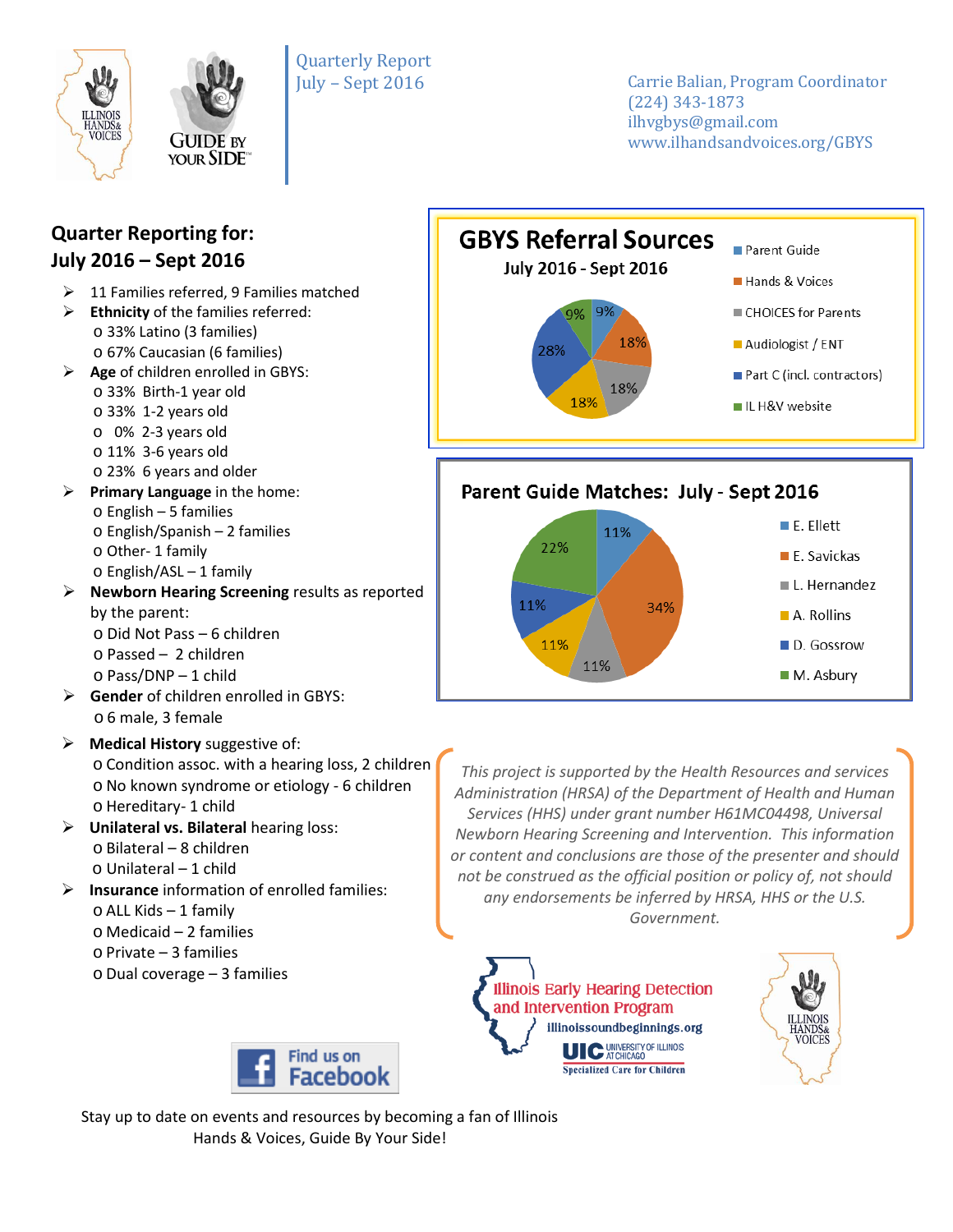Quarterly Report
July – Sept 2016

Carrie Balian, Program Coordinator
(224) 343-1873
ilhvgbys@gmail.com
www.ilhandsandvoices.org/GBYS

## Quarter Reporting for: July 2016 – Sept 2016

- 11 Families referred, 9 Families matched
- **Ethnicity** of the families referred:
  - 33% Latino (3 families)
  - 67% Caucasian (6 families)
- **Age** of children enrolled in GBYS:
  - 33% Birth-1 year old
  - 33% 1-2 years old
  - 0% 2-3 years old
  - 11% 3-6 years old
  - 23% 6 years and older
- **Primary Language** in the home:
  - English – 5 families
  - English/Spanish – 2 families
  - Other- 1 family
  - English/ASL – 1 family
- **Newborn Hearing Screening** results as reported by the parent:
  - Did Not Pass – 6 children
  - Passed – 2 children
  - Pass/DNP – 1 child
- **Gender** of children enrolled in GBYS:
  - 6 male, 3 female
- **Medical History** suggestive of:
  - Condition assoc. with a hearing loss, 2 children
  - No known syndrome or etiology - 6 children
  - Hereditary- 1 child
- **Unilateral vs. Bilateral** hearing loss:
  - Bilateral – 8 children
  - Unilateral – 1 child
- **Insurance** information of enrolled families:
  - ALL Kids – 1 family
  - Medicaid – 2 families
  - Private – 3 families
  - Dual coverage – 3 families

**GBYS Referral Sources**
July 2016 - Sept 2016

9%
9%
18%
18%
18%
28%

Parent Guide
Hands & Voices
CHOICES for Parents
Audiologist / ENT
Part C (incl. contractors)
IL H&V website

**Parent Guide Matches: July - Sept 2016**

11%
34%
11%
11%
11%
22%

E. Ellett
E. Savickas
L. Hernandez
A. Rollins
D. Gossrow
M. Asbury

*This project is supported by the Health Resources and services Administration (HRSA) of the Department of Health and Human Services (HHS) under grant number H61MC04498, Universal Newborn Hearing Screening and Intervention. This information or content and conclusions are those of the presenter and should not be construed as the official position or policy of, not should any endorsements be inferred by HRSA, HHS or the U.S. Government.*

Illinois Early Hearing Detection and Intervention Program
illinoissoundbeginnings.org
UIC University of Illinois at Chicago
Specialized Care for Children

Find us on Facebook

Stay up to date on events and resources by becoming a fan of Illinois Hands & Voices, Guide By Your Side!